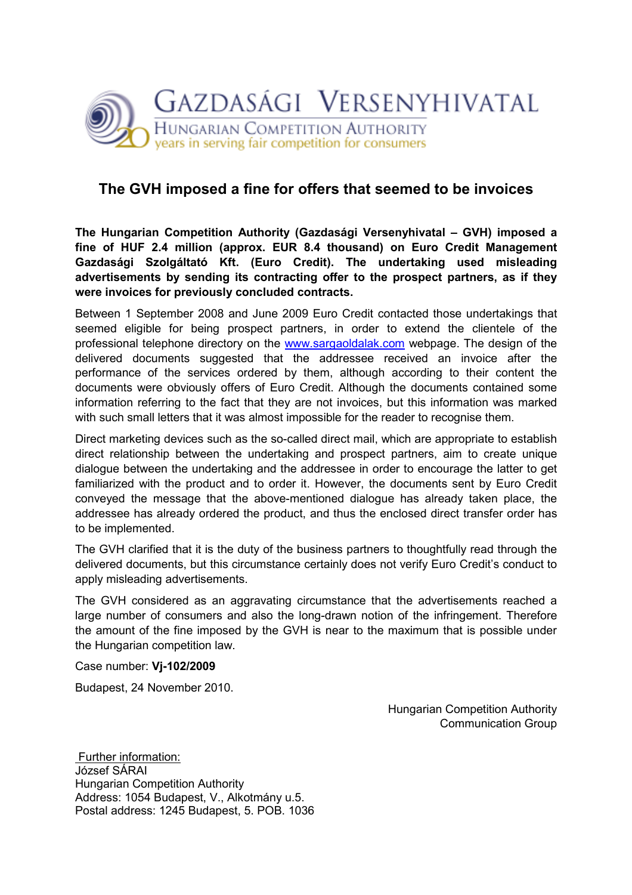GAZDASÁGI VERSENYHIVATAL
HUNGARIAN COMPETITION AUTHORITY
years in serving fair competition for consumers

## The GVH imposed a fine for offers that seemed to be invoices

**The Hungarian Competition Authority (Gazdasági Versenyhivatal – GVH) imposed a fine of HUF 2.4 million (approx. EUR 8.4 thousand) on Euro Credit Management Gazdasági Szolgáltató Kft. (Euro Credit). The undertaking used misleading advertisements by sending its contracting offer to the prospect partners, as if they were invoices for previously concluded contracts.**

Between 1 September 2008 and June 2009 Euro Credit contacted those undertakings that seemed eligible for being prospect partners, in order to extend the clientele of the professional telephone directory on the www.sargaoldalak.com webpage. The design of the delivered documents suggested that the addressee received an invoice after the performance of the services ordered by them, although according to their content the documents were obviously offers of Euro Credit. Although the documents contained some information referring to the fact that they are not invoices, but this information was marked with such small letters that it was almost impossible for the reader to recognise them.

Direct marketing devices such as the so-called direct mail, which are appropriate to establish direct relationship between the undertaking and prospect partners, aim to create unique dialogue between the undertaking and the addressee in order to encourage the latter to get familiarized with the product and to order it. However, the documents sent by Euro Credit conveyed the message that the above-mentioned dialogue has already taken place, the addressee has already ordered the product, and thus the enclosed direct transfer order has to be implemented.

The GVH clarified that it is the duty of the business partners to thoughtfully read through the delivered documents, but this circumstance certainly does not verify Euro Credit's conduct to apply misleading advertisements.

The GVH considered as an aggravating circumstance that the advertisements reached a large number of consumers and also the long-drawn notion of the infringement. Therefore the amount of the fine imposed by the GVH is near to the maximum that is possible under the Hungarian competition law.

Case number: **Vj-102/2009**

Budapest, 24 November 2010.

Hungarian Competition Authority
Communication Group

Further information:
József SÁRAI
Hungarian Competition Authority
Address: 1054 Budapest, V., Alkotmány u.5.
Postal address: 1245 Budapest, 5. POB. 1036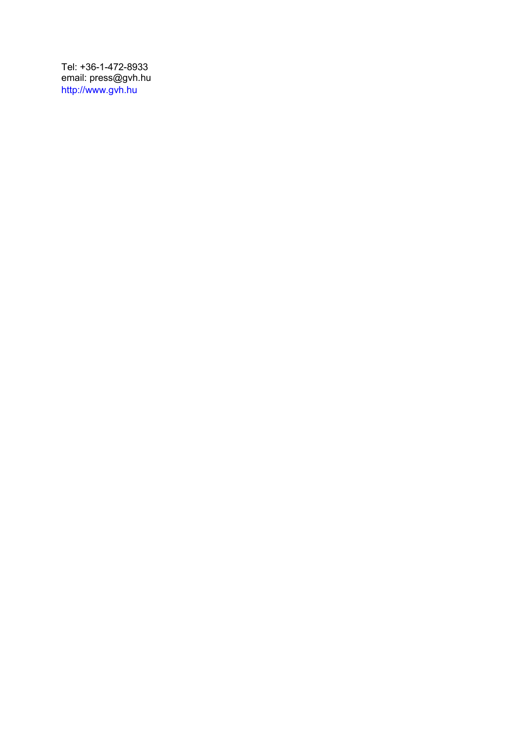Tel: +36-1-472-8933
email: press@gvh.hu
http://www.gvh.hu